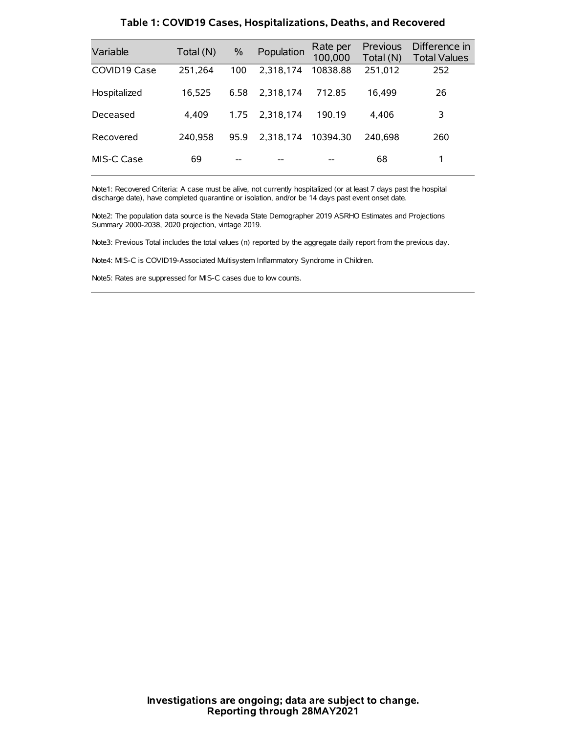## Table 1: COVID19 Cases, Hospitalizations, Deaths, and Recovered

| Variable | Total (N) | % | Population | Rate per 100,000 | Previous Total (N) | Difference in Total Values |
|---|---|---|---|---|---|---|
| COVID19 Case | 251,264 | 100 | 2,318,174 | 10838.88 | 251,012 | 252 |
| Hospitalized | 16,525 | 6.58 | 2,318,174 | 712.85 | 16,499 | 26 |
| Deceased | 4,409 | 1.75 | 2,318,174 | 190.19 | 4,406 | 3 |
| Recovered | 240,958 | 95.9 | 2,318,174 | 10394.30 | 240,698 | 260 |
| MIS-C Case | 69 | -- | -- | -- | 68 | 1 |

Note1: Recovered Criteria: A case must be alive, not currently hospitalized (or at least 7 days past the hospital discharge date), have completed quarantine or isolation, and/or be 14 days past event onset date.

Note2: The population data source is the Nevada State Demographer 2019 ASRHO Estimates and Projections Summary 2000-2038, 2020 projection, vintage 2019.

Note3: Previous Total includes the total values (n) reported by the aggregate daily report from the previous day.

Note4: MIS-C is COVID19-Associated Multisystem Inflammatory Syndrome in Children.

Note5: Rates are suppressed for MIS-C cases due to low counts.

**Investigations are ongoing; data are subject to change.**
**Reporting through 28MAY2021**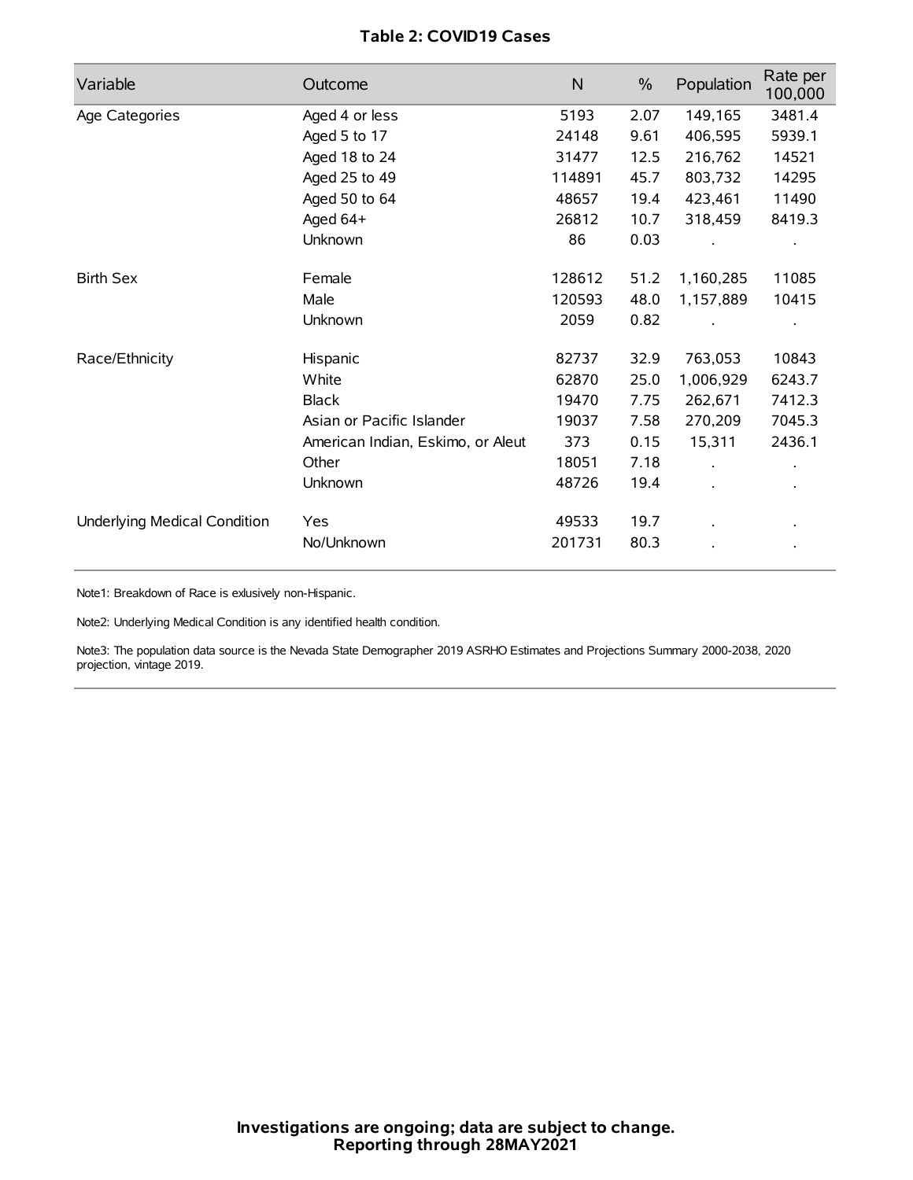**Table 2: COVID19 Cases**

| Variable | Outcome | N | % | Population | Rate per 100,000 |
|---|---|---|---|---|---|
| Age Categories | Aged 4 or less | 5193 | 2.07 | 149,165 | 3481.4 |
| | Aged 5 to 17 | 24148 | 9.61 | 406,595 | 5939.1 |
| | Aged 18 to 24 | 31477 | 12.5 | 216,762 | 14521 |
| | Aged 25 to 49 | 114891 | 45.7 | 803,732 | 14295 |
| | Aged 50 to 64 | 48657 | 19.4 | 423,461 | 11490 |
| | Aged 64+ | 26812 | 10.7 | 318,459 | 8419.3 |
| | Unknown | 86 | 0.03 | . | . |
| Birth Sex | Female | 128612 | 51.2 | 1,160,285 | 11085 |
| | Male | 120593 | 48.0 | 1,157,889 | 10415 |
| | Unknown | 2059 | 0.82 | . | . |
| Race/Ethnicity | Hispanic | 82737 | 32.9 | 763,053 | 10843 |
| | White | 62870 | 25.0 | 1,006,929 | 6243.7 |
| | Black | 19470 | 7.75 | 262,671 | 7412.3 |
| | Asian or Pacific Islander | 19037 | 7.58 | 270,209 | 7045.3 |
| | American Indian, Eskimo, or Aleut | 373 | 0.15 | 15,311 | 2436.1 |
| | Other | 18051 | 7.18 | . | . |
| | Unknown | 48726 | 19.4 | . | . |
| Underlying Medical Condition | Yes | 49533 | 19.7 | . | . |
| | No/Unknown | 201731 | 80.3 | . | . |

Note1: Breakdown of Race is exlusively non-Hispanic.

Note2: Underlying Medical Condition is any identified health condition.

Note3: The population data source is the Nevada State Demographer 2019 ASRHO Estimates and Projections Summary 2000-2038, 2020 projection, vintage 2019.

**Investigations are ongoing; data are subject to change.**
**Reporting through 28MAY2021**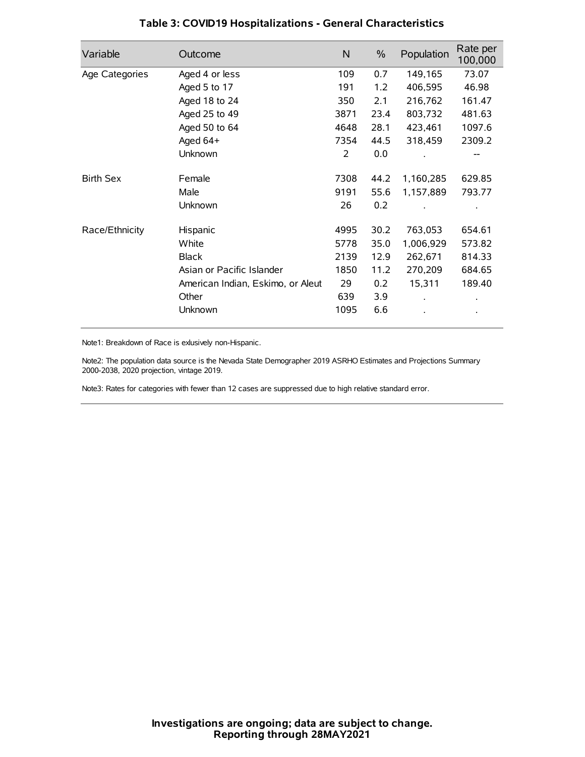## Table 3: COVID19 Hospitalizations - General Characteristics

| Variable | Outcome | N | % | Population | Rate per 100,000 |
|---|---|---|---|---|---|
| Age Categories | Aged 4 or less | 109 | 0.7 | 149,165 | 73.07 |
| | Aged 5 to 17 | 191 | 1.2 | 406,595 | 46.98 |
| | Aged 18 to 24 | 350 | 2.1 | 216,762 | 161.47 |
| | Aged 25 to 49 | 3871 | 23.4 | 803,732 | 481.63 |
| | Aged 50 to 64 | 4648 | 28.1 | 423,461 | 1097.6 |
| | Aged 64+ | 7354 | 44.5 | 318,459 | 2309.2 |
| | Unknown | 2 | 0.0 | . | -- |
| Birth Sex | Female | 7308 | 44.2 | 1,160,285 | 629.85 |
| | Male | 9191 | 55.6 | 1,157,889 | 793.77 |
| | Unknown | 26 | 0.2 | . | . |
| Race/Ethnicity | Hispanic | 4995 | 30.2 | 763,053 | 654.61 |
| | White | 5778 | 35.0 | 1,006,929 | 573.82 |
| | Black | 2139 | 12.9 | 262,671 | 814.33 |
| | Asian or Pacific Islander | 1850 | 11.2 | 270,209 | 684.65 |
| | American Indian, Eskimo, or Aleut | 29 | 0.2 | 15,311 | 189.40 |
| | Other | 639 | 3.9 | . | . |
| | Unknown | 1095 | 6.6 | . | . |

Note1: Breakdown of Race is exlusively non-Hispanic.

Note2: The population data source is the Nevada State Demographer 2019 ASRHO Estimates and Projections Summary 2000-2038, 2020 projection, vintage 2019.

Note3: Rates for categories with fewer than 12 cases are suppressed due to high relative standard error.

**Investigations are ongoing; data are subject to change.**
**Reporting through 28MAY2021**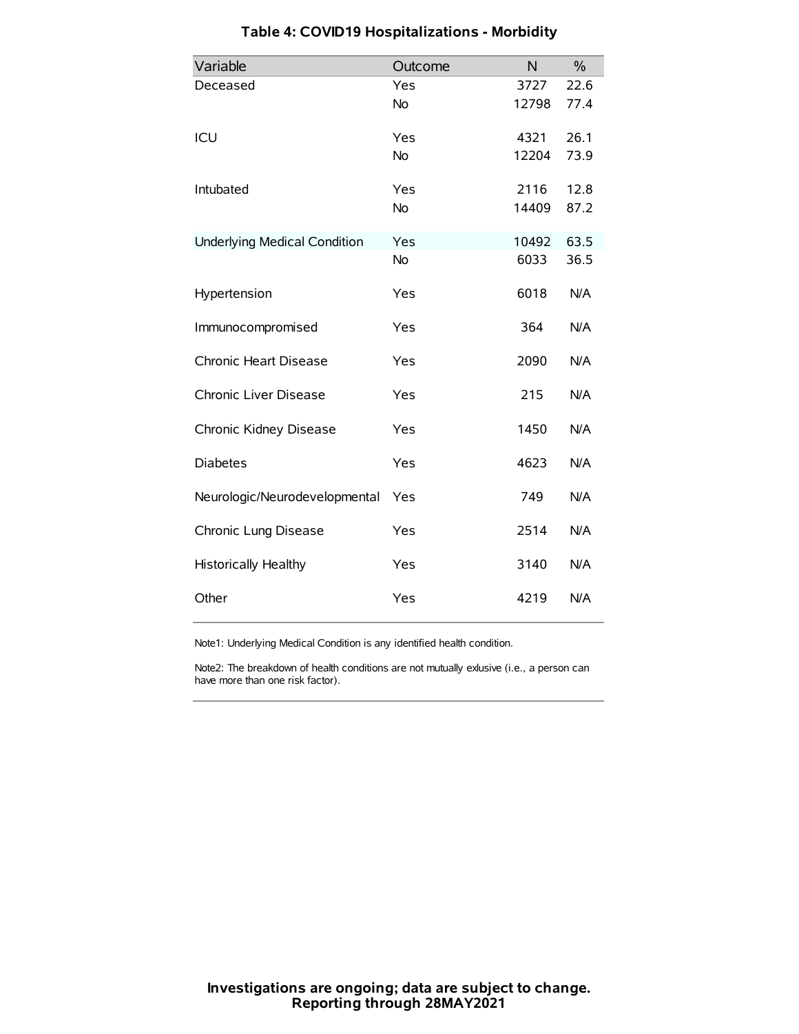# Table 4: COVID19 Hospitalizations - Morbidity

| Variable | Outcome | N | % |
|---|---|---|---|
| Deceased | Yes | 3727 | 22.6 |
| | No | 12798 | 77.4 |
| ICU | Yes | 4321 | 26.1 |
| | No | 12204 | 73.9 |
| Intubated | Yes | 2116 | 12.8 |
| | No | 14409 | 87.2 |
| Underlying Medical Condition | Yes | 10492 | 63.5 |
| | No | 6033 | 36.5 |
| Hypertension | Yes | 6018 | N/A |
| Immunocompromised | Yes | 364 | N/A |
| Chronic Heart Disease | Yes | 2090 | N/A |
| Chronic Liver Disease | Yes | 215 | N/A |
| Chronic Kidney Disease | Yes | 1450 | N/A |
| Diabetes | Yes | 4623 | N/A |
| Neurologic/Neurodevelopmental | Yes | 749 | N/A |
| Chronic Lung Disease | Yes | 2514 | N/A |
| Historically Healthy | Yes | 3140 | N/A |
| Other | Yes | 4219 | N/A |

Note1: Underlying Medical Condition is any identified health condition.

Note2: The breakdown of health conditions are not mutually exlusive (i.e., a person can have more than one risk factor).

**Investigations are ongoing; data are subject to change.**
**Reporting through 28MAY2021**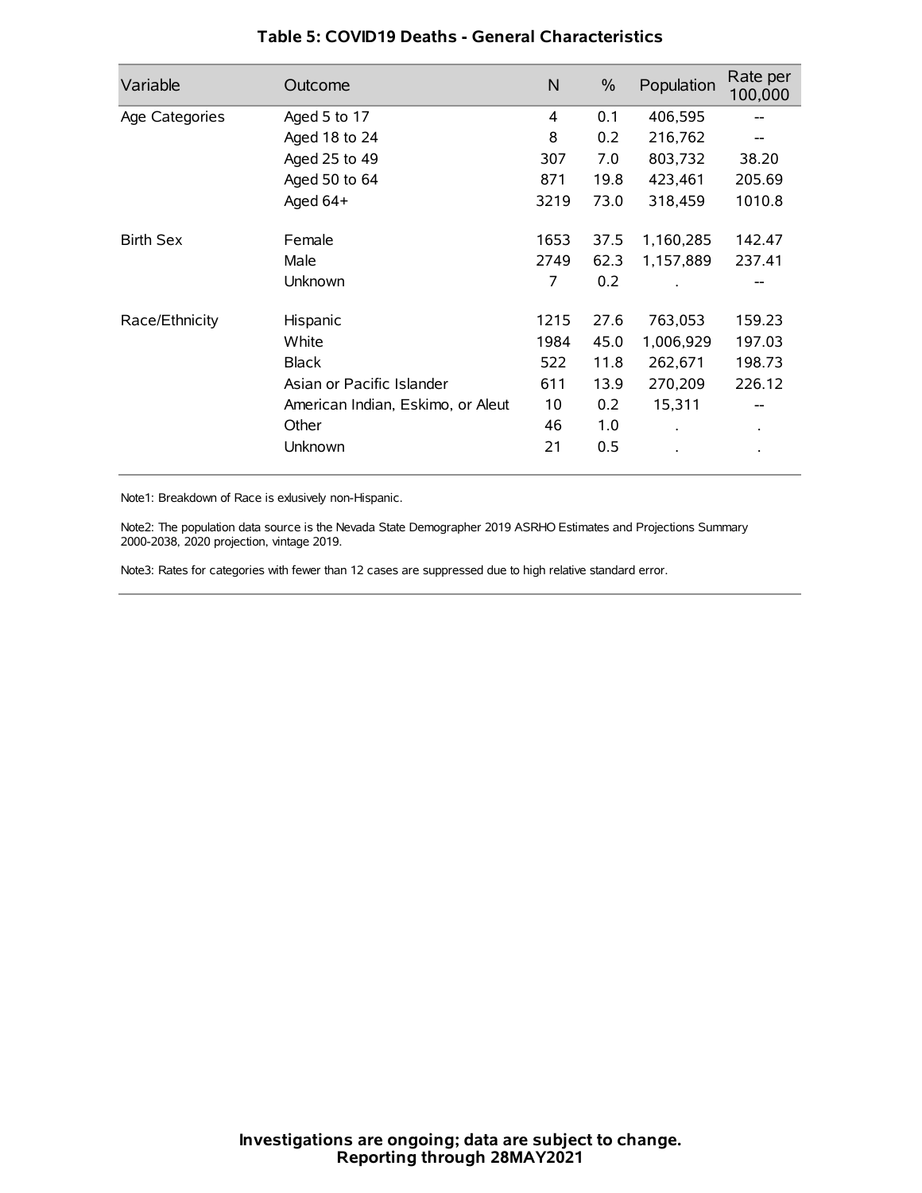## Table 5: COVID19 Deaths - General Characteristics

| Variable | Outcome | N | % | Population | Rate per 100,000 |
|---|---|---|---|---|---|
| Age Categories | Aged 5 to 17 | 4 | 0.1 | 406,595 | -- |
| | Aged 18 to 24 | 8 | 0.2 | 216,762 | -- |
| | Aged 25 to 49 | 307 | 7.0 | 803,732 | 38.20 |
| | Aged 50 to 64 | 871 | 19.8 | 423,461 | 205.69 |
| | Aged 64+ | 3219 | 73.0 | 318,459 | 1010.8 |
| Birth Sex | Female | 1653 | 37.5 | 1,160,285 | 142.47 |
| | Male | 2749 | 62.3 | 1,157,889 | 237.41 |
| | Unknown | 7 | 0.2 | . | -- |
| Race/Ethnicity | Hispanic | 1215 | 27.6 | 763,053 | 159.23 |
| | White | 1984 | 45.0 | 1,006,929 | 197.03 |
| | Black | 522 | 11.8 | 262,671 | 198.73 |
| | Asian or Pacific Islander | 611 | 13.9 | 270,209 | 226.12 |
| | American Indian, Eskimo, or Aleut | 10 | 0.2 | 15,311 | -- |
| | Other | 46 | 1.0 | . | . |
| | Unknown | 21 | 0.5 | . | . |

Note1: Breakdown of Race is exlusively non-Hispanic.

Note2: The population data source is the Nevada State Demographer 2019 ASRHO Estimates and Projections Summary 2000-2038, 2020 projection, vintage 2019.

Note3: Rates for categories with fewer than 12 cases are suppressed due to high relative standard error.

**Investigations are ongoing; data are subject to change.**
**Reporting through 28MAY2021**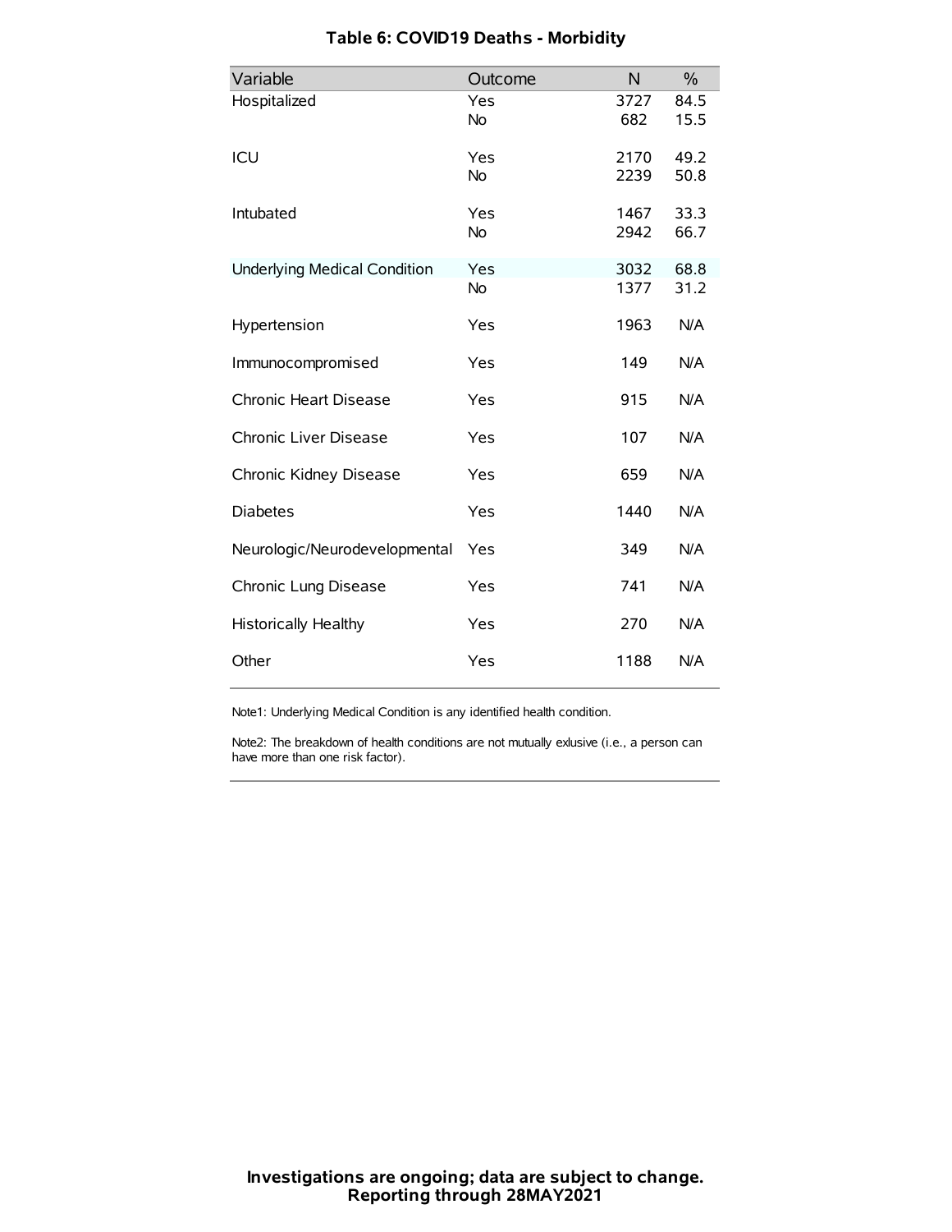## Table 6: COVID19 Deaths - Morbidity

| Variable | Outcome | N | % |
|---|---|---|---|
| Hospitalized | Yes | 3727 | 84.5 |
| | No | 682 | 15.5 |
| ICU | Yes | 2170 | 49.2 |
| | No | 2239 | 50.8 |
| Intubated | Yes | 1467 | 33.3 |
| | No | 2942 | 66.7 |
| Underlying Medical Condition | Yes | 3032 | 68.8 |
| | No | 1377 | 31.2 |
| Hypertension | Yes | 1963 | N/A |
| Immunocompromised | Yes | 149 | N/A |
| Chronic Heart Disease | Yes | 915 | N/A |
| Chronic Liver Disease | Yes | 107 | N/A |
| Chronic Kidney Disease | Yes | 659 | N/A |
| Diabetes | Yes | 1440 | N/A |
| Neurologic/Neurodevelopmental | Yes | 349 | N/A |
| Chronic Lung Disease | Yes | 741 | N/A |
| Historically Healthy | Yes | 270 | N/A |
| Other | Yes | 1188 | N/A |

Note1: Underlying Medical Condition is any identified health condition.

Note2: The breakdown of health conditions are not mutually exlusive (i.e., a person can have more than one risk factor).

**Investigations are ongoing; data are subject to change.**
**Reporting through 28MAY2021**